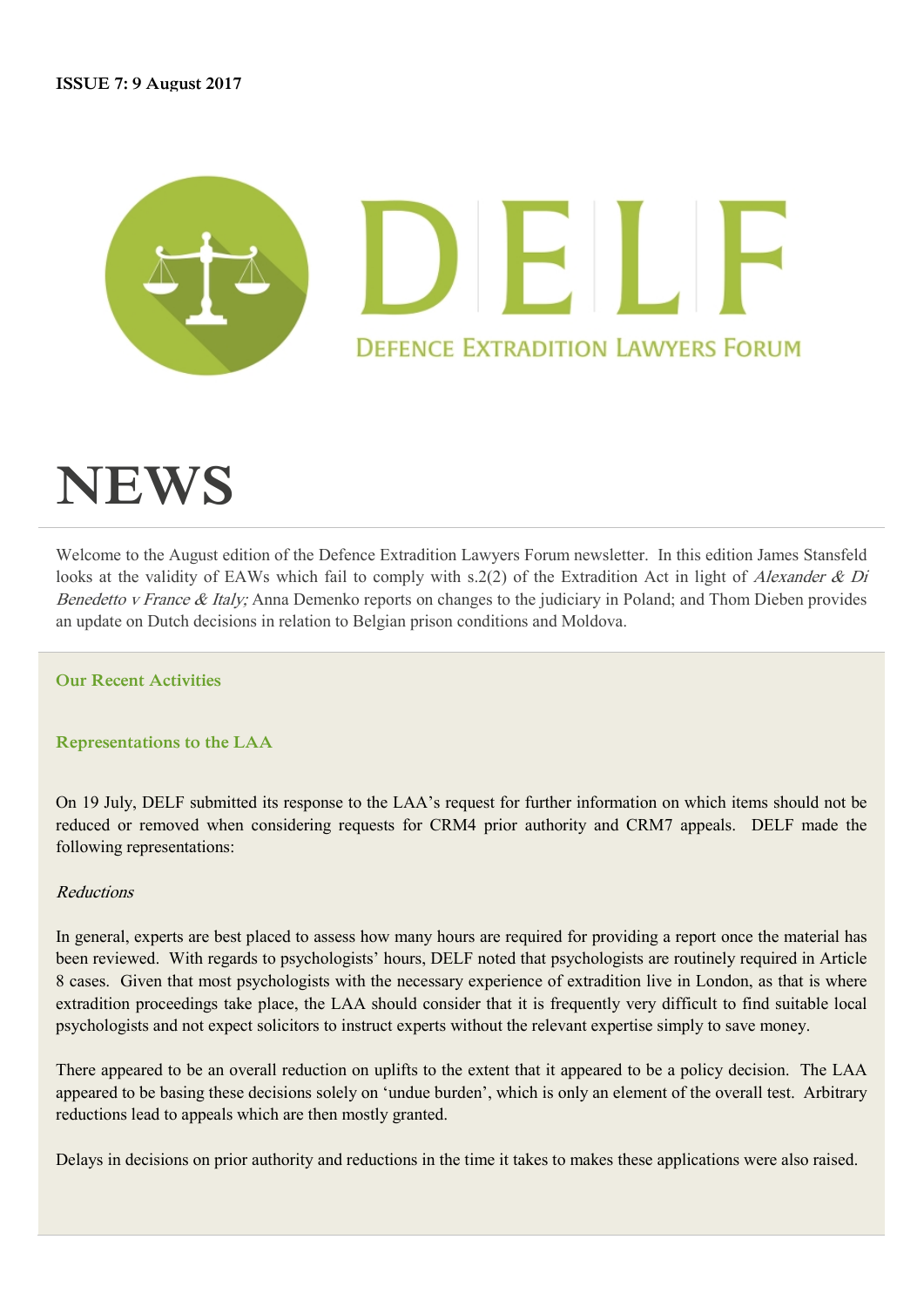**ISSUE 7: 9 August 2017**

DELF

DEFENCE EXTRADITION LAWYERS FORUM

# NEWS

Welcome to the August edition of the Defence Extradition Lawyers Forum newsletter. In this edition James Stansfeld looks at the validity of EAWs which fail to comply with s.2(2) of the Extradition Act in light of *Alexander & Di Benedetto v France & Italy;* Anna Demenko reports on changes to the judiciary in Poland; and Thom Dieben provides an update on Dutch decisions in relation to Belgian prison conditions and Moldova.

## Our Recent Activities

### Representations to the LAA

On 19 July, DELF submitted its response to the LAA's request for further information on which items should not be reduced or removed when considering requests for CRM4 prior authority and CRM7 appeals. DELF made the following representations:

*Reductions*

In general, experts are best placed to assess how many hours are required for providing a report once the material has been reviewed. With regards to psychologists' hours, DELF noted that psychologists are routinely required in Article 8 cases. Given that most psychologists with the necessary experience of extradition live in London, as that is where extradition proceedings take place, the LAA should consider that it is frequently very difficult to find suitable local psychologists and not expect solicitors to instruct experts without the relevant expertise simply to save money.

There appeared to be an overall reduction on uplifts to the extent that it appeared to be a policy decision. The LAA appeared to be basing these decisions solely on 'undue burden', which is only an element of the overall test. Arbitrary reductions lead to appeals which are then mostly granted.

Delays in decisions on prior authority and reductions in the time it takes to makes these applications were also raised.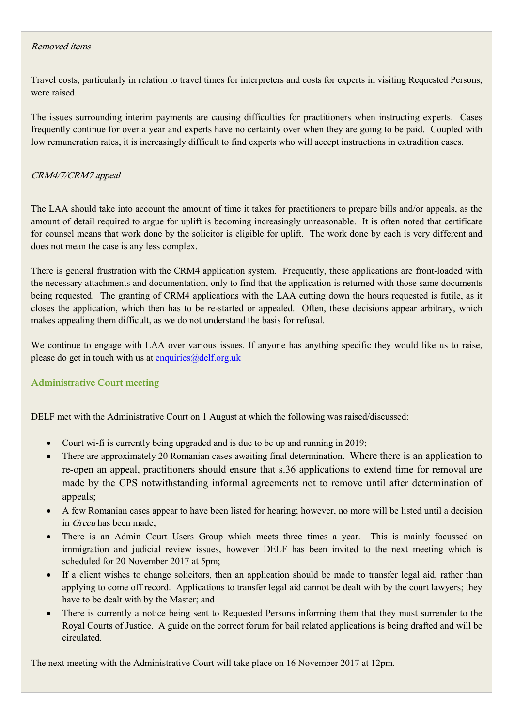*Removed items*

Travel costs, particularly in relation to travel times for interpreters and costs for experts in visiting Requested Persons, were raised.

The issues surrounding interim payments are causing difficulties for practitioners when instructing experts. Cases frequently continue for over a year and experts have no certainty over when they are going to be paid. Coupled with low remuneration rates, it is increasingly difficult to find experts who will accept instructions in extradition cases.

*CRM4/7/CRM7 appeal*

The LAA should take into account the amount of time it takes for practitioners to prepare bills and/or appeals, as the amount of detail required to argue for uplift is becoming increasingly unreasonable. It is often noted that certificate for counsel means that work done by the solicitor is eligible for uplift. The work done by each is very different and does not mean the case is any less complex.

There is general frustration with the CRM4 application system. Frequently, these applications are front-loaded with the necessary attachments and documentation, only to find that the application is returned with those same documents being requested. The granting of CRM4 applications with the LAA cutting down the hours requested is futile, as it closes the application, which then has to be re-started or appealed. Often, these decisions appear arbitrary, which makes appealing them difficult, as we do not understand the basis for refusal.

We continue to engage with LAA over various issues. If anyone has anything specific they would like us to raise, please do get in touch with us at enquiries@delf.org.uk

## Administrative Court meeting

DELF met with the Administrative Court on 1 August at which the following was raised/discussed:

- Court wi-fi is currently being upgraded and is due to be up and running in 2019;
- There are approximately 20 Romanian cases awaiting final determination. Where there is an application to re-open an appeal, practitioners should ensure that s.36 applications to extend time for removal are made by the CPS notwithstanding informal agreements not to remove until after determination of appeals;
- A few Romanian cases appear to have been listed for hearing; however, no more will be listed until a decision in *Grecu* has been made;
- There is an Admin Court Users Group which meets three times a year. This is mainly focussed on immigration and judicial review issues, however DELF has been invited to the next meeting which is scheduled for 20 November 2017 at 5pm;
- If a client wishes to change solicitors, then an application should be made to transfer legal aid, rather than applying to come off record. Applications to transfer legal aid cannot be dealt with by the court lawyers; they have to be dealt with by the Master; and
- There is currently a notice being sent to Requested Persons informing them that they must surrender to the Royal Courts of Justice. A guide on the correct forum for bail related applications is being drafted and will be circulated.

The next meeting with the Administrative Court will take place on 16 November 2017 at 12pm.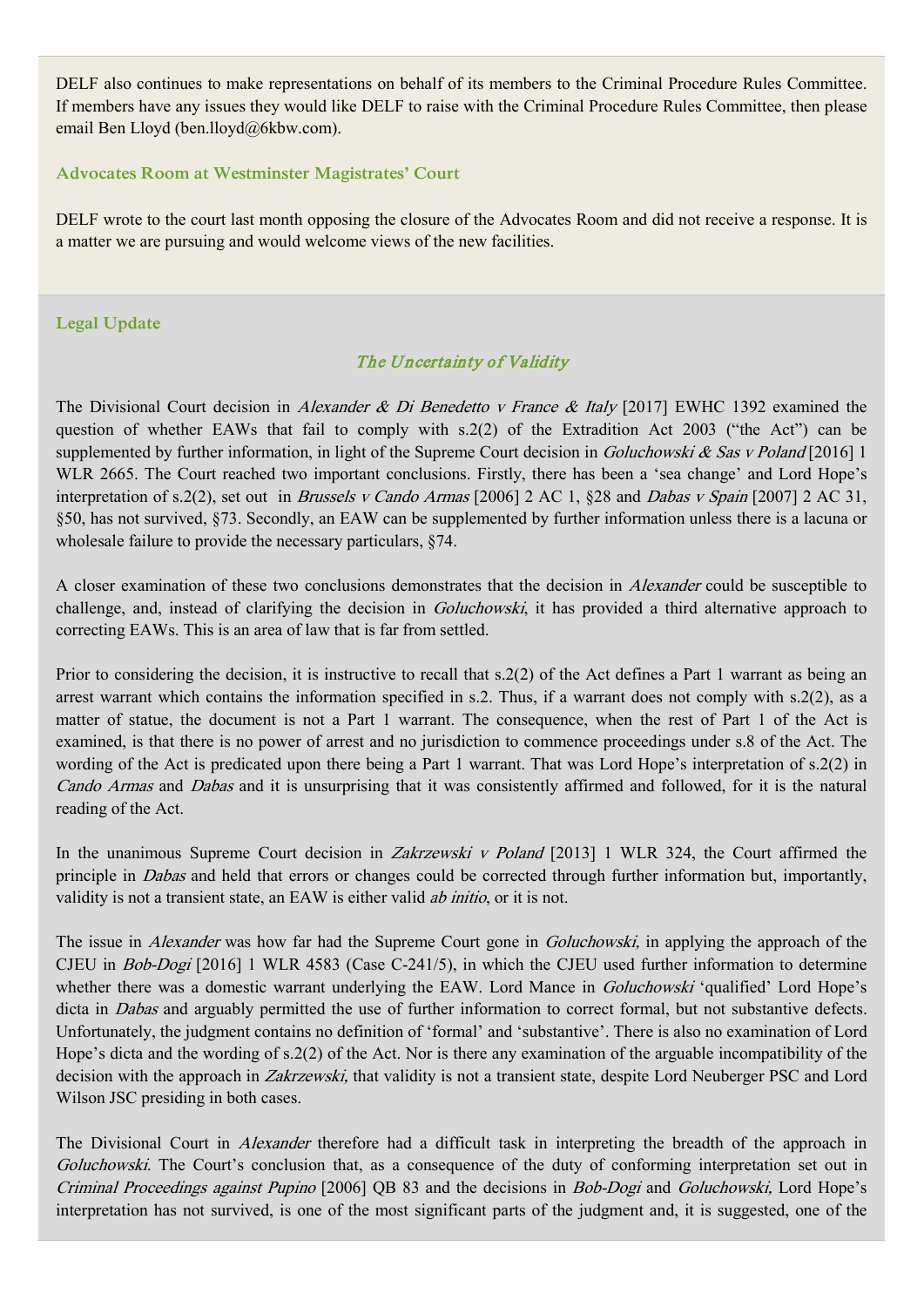DELF also continues to make representations on behalf of its members to the Criminal Procedure Rules Committee. If members have any issues they would like DELF to raise with the Criminal Procedure Rules Committee, then please email Ben Lloyd (ben.lloyd@6kbw.com).

### Advocates Room at Westminster Magistrates' Court

DELF wrote to the court last month opposing the closure of the Advocates Room and did not receive a response. It is a matter we are pursuing and would welcome views of the new facilities.

### Legal Update

#### *The Uncertainty of Validity*

The Divisional Court decision in *Alexander & Di Benedetto v France & Italy* [2017] EWHC 1392 examined the question of whether EAWs that fail to comply with s.2(2) of the Extradition Act 2003 ("the Act") can be supplemented by further information, in light of the Supreme Court decision in *Goluchowski & Sas v Poland* [2016] 1 WLR 2665. The Court reached two important conclusions. Firstly, there has been a 'sea change' and Lord Hope's interpretation of s.2(2), set out in *Brussels v Cando Armas* [2006] 2 AC 1, §28 and *Dabas v Spain* [2007] 2 AC 31, §50, has not survived, §73. Secondly, an EAW can be supplemented by further information unless there is a lacuna or wholesale failure to provide the necessary particulars, §74.

A closer examination of these two conclusions demonstrates that the decision in *Alexander* could be susceptible to challenge, and, instead of clarifying the decision in *Goluchowski*, it has provided a third alternative approach to correcting EAWs. This is an area of law that is far from settled.

Prior to considering the decision, it is instructive to recall that s.2(2) of the Act defines a Part 1 warrant as being an arrest warrant which contains the information specified in s.2. Thus, if a warrant does not comply with s.2(2), as a matter of statue, the document is not a Part 1 warrant. The consequence, when the rest of Part 1 of the Act is examined, is that there is no power of arrest and no jurisdiction to commence proceedings under s.8 of the Act. The wording of the Act is predicated upon there being a Part 1 warrant. That was Lord Hope's interpretation of s.2(2) in *Cando Armas* and *Dabas* and it is unsurprising that it was consistently affirmed and followed, for it is the natural reading of the Act.

In the unanimous Supreme Court decision in *Zakrzewski v Poland* [2013] 1 WLR 324, the Court affirmed the principle in *Dabas* and held that errors or changes could be corrected through further information but, importantly, validity is not a transient state, an EAW is either valid *ab initio*, or it is not.

The issue in *Alexander* was how far had the Supreme Court gone in *Goluchowski,* in applying the approach of the CJEU in *Bob-Dogi* [2016] 1 WLR 4583 (Case C-241/5), in which the CJEU used further information to determine whether there was a domestic warrant underlying the EAW. Lord Mance in *Goluchowski* 'qualified' Lord Hope's dicta in *Dabas* and arguably permitted the use of further information to correct formal, but not substantive defects. Unfortunately, the judgment contains no definition of 'formal' and 'substantive'. There is also no examination of Lord Hope's dicta and the wording of s.2(2) of the Act. Nor is there any examination of the arguable incompatibility of the decision with the approach in *Zakrzewski,* that validity is not a transient state, despite Lord Neuberger PSC and Lord Wilson JSC presiding in both cases.

The Divisional Court in *Alexander* therefore had a difficult task in interpreting the breadth of the approach in *Goluchowski.* The Court's conclusion that, as a consequence of the duty of conforming interpretation set out in *Criminal Proceedings against Pupino* [2006] QB 83 and the decisions in *Bob-Dogi* and *Goluchowski,* Lord Hope's interpretation has not survived, is one of the most significant parts of the judgment and, it is suggested, one of the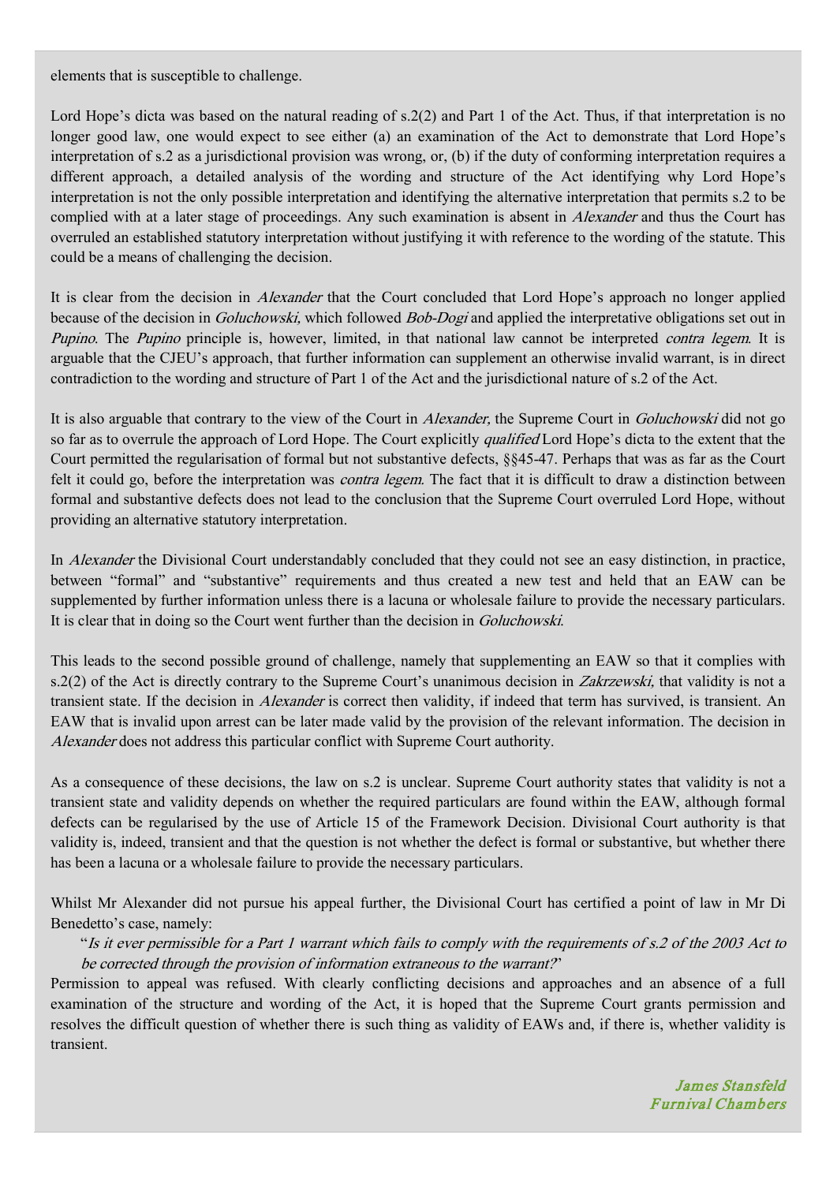elements that is susceptible to challenge.

Lord Hope's dicta was based on the natural reading of s.2(2) and Part 1 of the Act. Thus, if that interpretation is no longer good law, one would expect to see either (a) an examination of the Act to demonstrate that Lord Hope's interpretation of s.2 as a jurisdictional provision was wrong, or, (b) if the duty of conforming interpretation requires a different approach, a detailed analysis of the wording and structure of the Act identifying why Lord Hope's interpretation is not the only possible interpretation and identifying the alternative interpretation that permits s.2 to be complied with at a later stage of proceedings. Any such examination is absent in *Alexander* and thus the Court has overruled an established statutory interpretation without justifying it with reference to the wording of the statute. This could be a means of challenging the decision.

It is clear from the decision in *Alexander* that the Court concluded that Lord Hope's approach no longer applied because of the decision in *Goluchowski,* which followed *Bob-Dogi* and applied the interpretative obligations set out in *Pupino*. The *Pupino* principle is, however, limited, in that national law cannot be interpreted *contra legem*. It is arguable that the CJEU's approach, that further information can supplement an otherwise invalid warrant, is in direct contradiction to the wording and structure of Part 1 of the Act and the jurisdictional nature of s.2 of the Act.

It is also arguable that contrary to the view of the Court in *Alexander,* the Supreme Court in *Goluchowski* did not go so far as to overrule the approach of Lord Hope. The Court explicitly *qualified* Lord Hope's dicta to the extent that the Court permitted the regularisation of formal but not substantive defects, §§45-47. Perhaps that was as far as the Court felt it could go, before the interpretation was *contra legem*. The fact that it is difficult to draw a distinction between formal and substantive defects does not lead to the conclusion that the Supreme Court overruled Lord Hope, without providing an alternative statutory interpretation.

In *Alexander* the Divisional Court understandably concluded that they could not see an easy distinction, in practice, between "formal" and "substantive" requirements and thus created a new test and held that an EAW can be supplemented by further information unless there is a lacuna or wholesale failure to provide the necessary particulars. It is clear that in doing so the Court went further than the decision in *Goluchowski*.

This leads to the second possible ground of challenge, namely that supplementing an EAW so that it complies with s.2(2) of the Act is directly contrary to the Supreme Court's unanimous decision in *Zakrzewski,* that validity is not a transient state. If the decision in *Alexander* is correct then validity, if indeed that term has survived, is transient. An EAW that is invalid upon arrest can be later made valid by the provision of the relevant information. The decision in *Alexander* does not address this particular conflict with Supreme Court authority.

As a consequence of these decisions, the law on s.2 is unclear. Supreme Court authority states that validity is not a transient state and validity depends on whether the required particulars are found within the EAW, although formal defects can be regularised by the use of Article 15 of the Framework Decision. Divisional Court authority is that validity is, indeed, transient and that the question is not whether the defect is formal or substantive, but whether there has been a lacuna or a wholesale failure to provide the necessary particulars.

Whilst Mr Alexander did not pursue his appeal further, the Divisional Court has certified a point of law in Mr Di Benedetto's case, namely:

> "*Is it ever permissible for a Part 1 warrant which fails to comply with the requirements of s.2 of the 2003 Act to be corrected through the provision of information extraneous to the warrant?*"

Permission to appeal was refused. With clearly conflicting decisions and approaches and an absence of a full examination of the structure and wording of the Act, it is hoped that the Supreme Court grants permission and resolves the difficult question of whether there is such thing as validity of EAWs and, if there is, whether validity is transient.

*James Stansfeld*
*Furnival Chambers*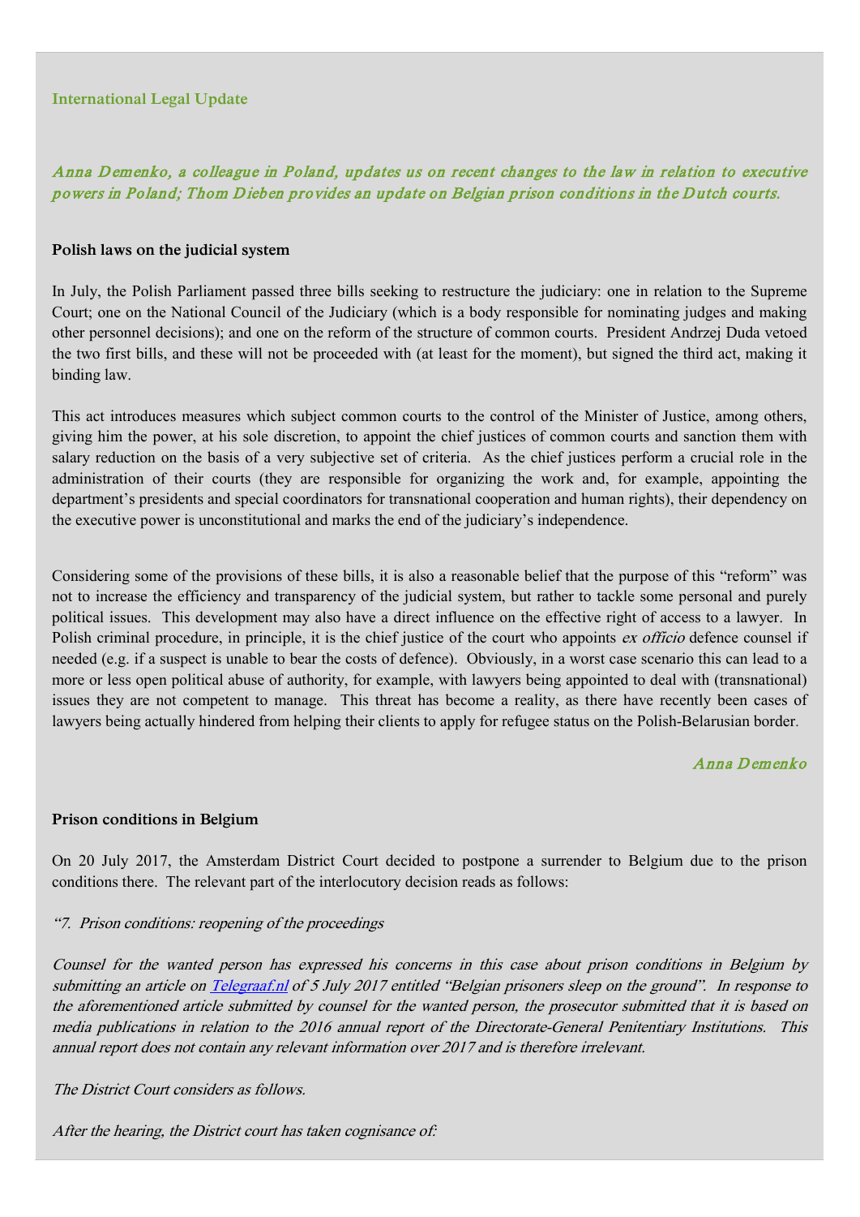International Legal Update

*Anna Demenko, a colleague in Poland, updates us on recent changes to the law in relation to executive powers in Poland; Thom Dieben provides an update on Belgian prison conditions in the Dutch courts.*

**Polish laws on the judicial system**

In July, the Polish Parliament passed three bills seeking to restructure the judiciary: one in relation to the Supreme Court; one on the National Council of the Judiciary (which is a body responsible for nominating judges and making other personnel decisions); and one on the reform of the structure of common courts. President Andrzej Duda vetoed the two first bills, and these will not be proceeded with (at least for the moment), but signed the third act, making it binding law.

This act introduces measures which subject common courts to the control of the Minister of Justice, among others, giving him the power, at his sole discretion, to appoint the chief justices of common courts and sanction them with salary reduction on the basis of a very subjective set of criteria. As the chief justices perform a crucial role in the administration of their courts (they are responsible for organizing the work and, for example, appointing the department's presidents and special coordinators for transnational cooperation and human rights), their dependency on the executive power is unconstitutional and marks the end of the judiciary's independence.

Considering some of the provisions of these bills, it is also a reasonable belief that the purpose of this "reform" was not to increase the efficiency and transparency of the judicial system, but rather to tackle some personal and purely political issues. This development may also have a direct influence on the effective right of access to a lawyer. In Polish criminal procedure, in principle, it is the chief justice of the court who appoints *ex officio* defence counsel if needed (e.g. if a suspect is unable to bear the costs of defence). Obviously, in a worst case scenario this can lead to a more or less open political abuse of authority, for example, with lawyers being appointed to deal with (transnational) issues they are not competent to manage. This threat has become a reality, as there have recently been cases of lawyers being actually hindered from helping their clients to apply for refugee status on the Polish-Belarusian border.

*Anna Demenko*

**Prison conditions in Belgium**

On 20 July 2017, the Amsterdam District Court decided to postpone a surrender to Belgium due to the prison conditions there. The relevant part of the interlocutory decision reads as follows:

*"7. Prison conditions: reopening of the proceedings*

*Counsel for the wanted person has expressed his concerns in this case about prison conditions in Belgium by submitting an article on Telegraaf.nl of 5 July 2017 entitled "Belgian prisoners sleep on the ground". In response to the aforementioned article submitted by counsel for the wanted person, the prosecutor submitted that it is based on media publications in relation to the 2016 annual report of the Directorate-General Penitentiary Institutions. This annual report does not contain any relevant information over 2017 and is therefore irrelevant.*

*The District Court considers as follows.*

*After the hearing, the District court has taken cognisance of:*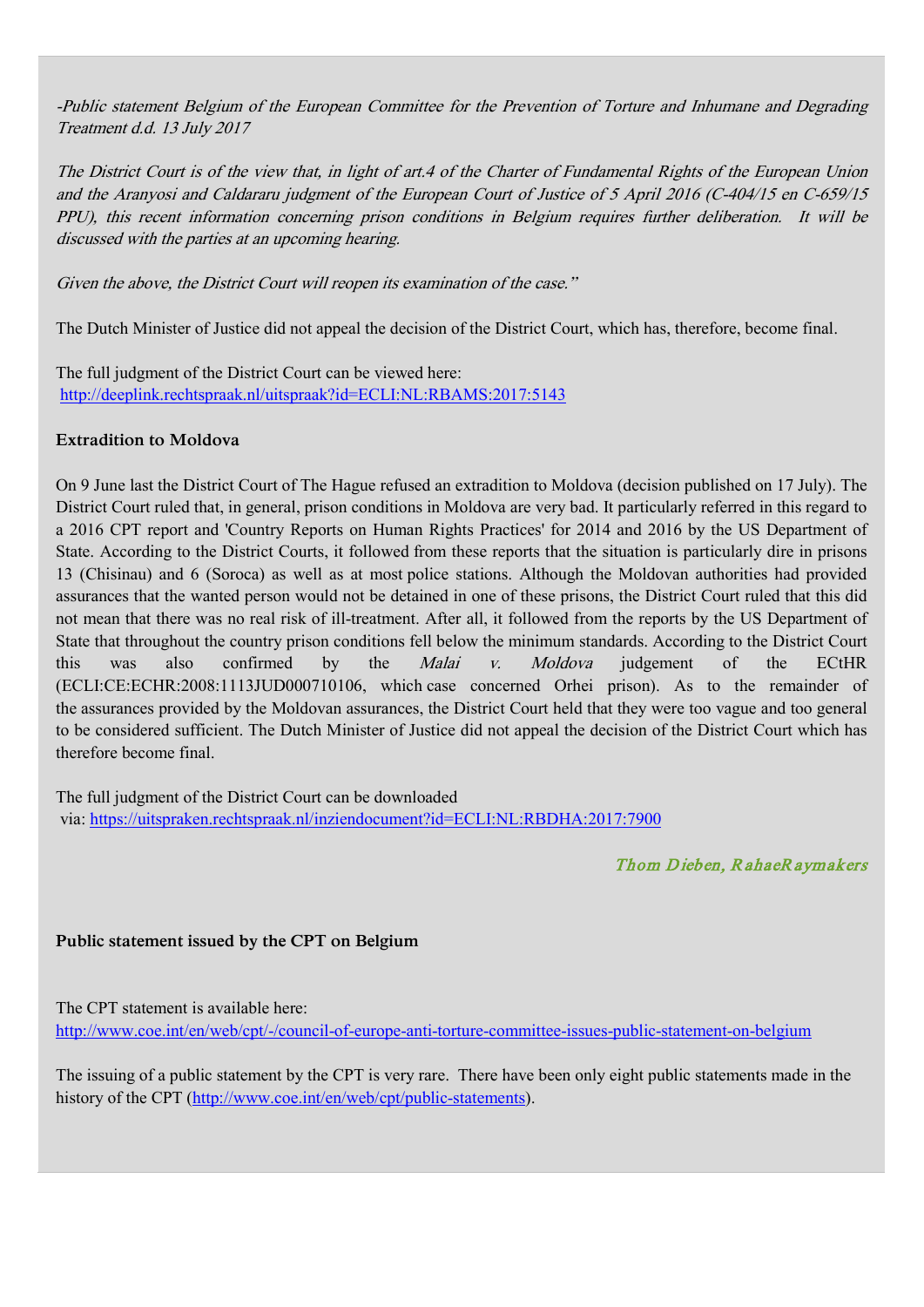*-Public statement Belgium of the European Committee for the Prevention of Torture and Inhumane and Degrading Treatment d.d. 13 July 2017*

*The District Court is of the view that, in light of art.4 of the Charter of Fundamental Rights of the European Union and the Aranyosi and Caldararu judgment of the European Court of Justice of 5 April 2016 (C-404/15 en C-659/15 PPU), this recent information concerning prison conditions in Belgium requires further deliberation. It will be discussed with the parties at an upcoming hearing.*

*Given the above, the District Court will reopen its examination of the case."*

The Dutch Minister of Justice did not appeal the decision of the District Court, which has, therefore, become final.

The full judgment of the District Court can be viewed here:
http://deeplink.rechtspraak.nl/uitspraak?id=ECLI:NL:RBAMS:2017:5143

**Extradition to Moldova**

On 9 June last the District Court of The Hague refused an extradition to Moldova (decision published on 17 July). The District Court ruled that, in general, prison conditions in Moldova are very bad. It particularly referred in this regard to a 2016 CPT report and 'Country Reports on Human Rights Practices' for 2014 and 2016 by the US Department of State. According to the District Courts, it followed from these reports that the situation is particularly dire in prisons 13 (Chisinau) and 6 (Soroca) as well as at most police stations. Although the Moldovan authorities had provided assurances that the wanted person would not be detained in one of these prisons, the District Court ruled that this did not mean that there was no real risk of ill-treatment. After all, it followed from the reports by the US Department of State that throughout the country prison conditions fell below the minimum standards. According to the District Court this was also confirmed by the *Malai v. Moldova* judgement of the ECtHR (ECLI:CE:ECHR:2008:1113JUD000710106, which case concerned Orhei prison). As to the remainder of the assurances provided by the Moldovan assurances, the District Court held that they were too vague and too general to be considered sufficient. The Dutch Minister of Justice did not appeal the decision of the District Court which has therefore become final.

The full judgment of the District Court can be downloaded
via: https://uitspraken.rechtspraak.nl/inziendocument?id=ECLI:NL:RBDHA:2017:7900

*Thom Dieben, RahaeRaymakers*

**Public statement issued by the CPT on Belgium**

The CPT statement is available here:
http://www.coe.int/en/web/cpt/-/council-of-europe-anti-torture-committee-issues-public-statement-on-belgium

The issuing of a public statement by the CPT is very rare. There have been only eight public statements made in the history of the CPT (http://www.coe.int/en/web/cpt/public-statements).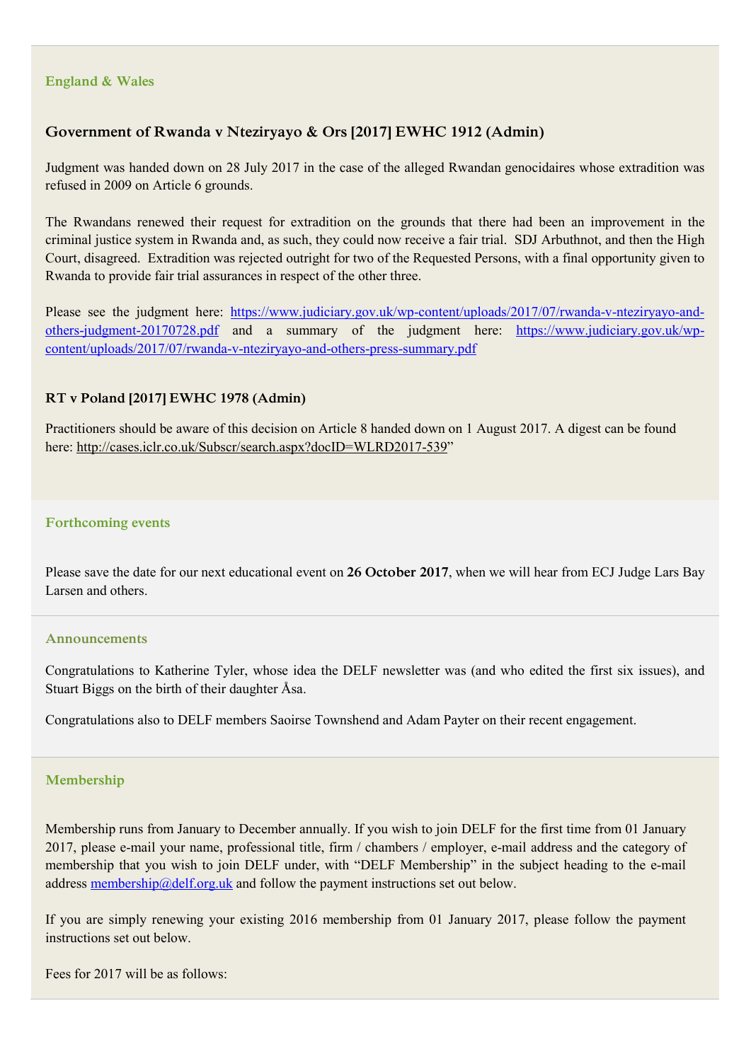## England & Wales

### Government of Rwanda v Nteziryayo & Ors [2017] EWHC 1912 (Admin)

Judgment was handed down on 28 July 2017 in the case of the alleged Rwandan genocidaires whose extradition was refused in 2009 on Article 6 grounds.

The Rwandans renewed their request for extradition on the grounds that there had been an improvement in the criminal justice system in Rwanda and, as such, they could now receive a fair trial. SDJ Arbuthnot, and then the High Court, disagreed. Extradition was rejected outright for two of the Requested Persons, with a final opportunity given to Rwanda to provide fair trial assurances in respect of the other three.

Please see the judgment here: https://www.judiciary.gov.uk/wp-content/uploads/2017/07/rwanda-v-nteziryayo-and-others-judgment-20170728.pdf and a summary of the judgment here: https://www.judiciary.gov.uk/wp-content/uploads/2017/07/rwanda-v-nteziryayo-and-others-press-summary.pdf

### RT v Poland [2017] EWHC 1978 (Admin)

Practitioners should be aware of this decision on Article 8 handed down on 1 August 2017. A digest can be found here: http://cases.iclr.co.uk/Subscr/search.aspx?docID=WLRD2017-539"

## Forthcoming events

Please save the date for our next educational event on **26 October 2017**, when we will hear from ECJ Judge Lars Bay Larsen and others.

## Announcements

Congratulations to Katherine Tyler, whose idea the DELF newsletter was (and who edited the first six issues), and Stuart Biggs on the birth of their daughter Åsa.

Congratulations also to DELF members Saoirse Townshend and Adam Payter on their recent engagement.

## Membership

Membership runs from January to December annually. If you wish to join DELF for the first time from 01 January 2017, please e-mail your name, professional title, firm / chambers / employer, e-mail address and the category of membership that you wish to join DELF under, with "DELF Membership" in the subject heading to the e-mail address membership@delf.org.uk and follow the payment instructions set out below.

If you are simply renewing your existing 2016 membership from 01 January 2017, please follow the payment instructions set out below.

Fees for 2017 will be as follows: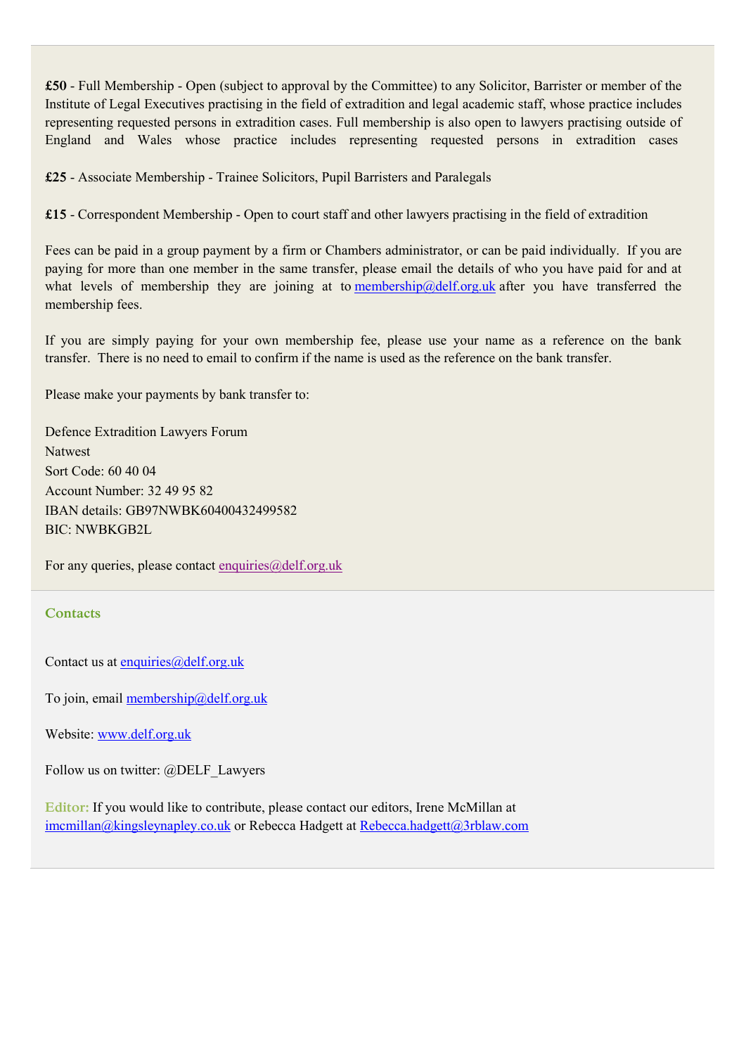**£50** - Full Membership - Open (subject to approval by the Committee) to any Solicitor, Barrister or member of the Institute of Legal Executives practising in the field of extradition and legal academic staff, whose practice includes representing requested persons in extradition cases. Full membership is also open to lawyers practising outside of England and Wales whose practice includes representing requested persons in extradition cases

**£25** - Associate Membership - Trainee Solicitors, Pupil Barristers and Paralegals

**£15** - Correspondent Membership - Open to court staff and other lawyers practising in the field of extradition

Fees can be paid in a group payment by a firm or Chambers administrator, or can be paid individually. If you are paying for more than one member in the same transfer, please email the details of who you have paid for and at what levels of membership they are joining at to membership@delf.org.uk after you have transferred the membership fees.

If you are simply paying for your own membership fee, please use your name as a reference on the bank transfer. There is no need to email to confirm if the name is used as the reference on the bank transfer.

Please make your payments by bank transfer to:

Defence Extradition Lawyers Forum
Natwest
Sort Code: 60 40 04
Account Number: 32 49 95 82
IBAN details: GB97NWBK60400432499582
BIC: NWBKGB2L

For any queries, please contact enquiries@delf.org.uk

## Contacts

Contact us at enquiries@delf.org.uk

To join, email membership@delf.org.uk

Website: www.delf.org.uk

Follow us on twitter: @DELF_Lawyers

**Editor:** If you would like to contribute, please contact our editors, Irene McMillan at imcmillan@kingsleynapley.co.uk or Rebecca Hadgett at Rebecca.hadgett@3rblaw.com